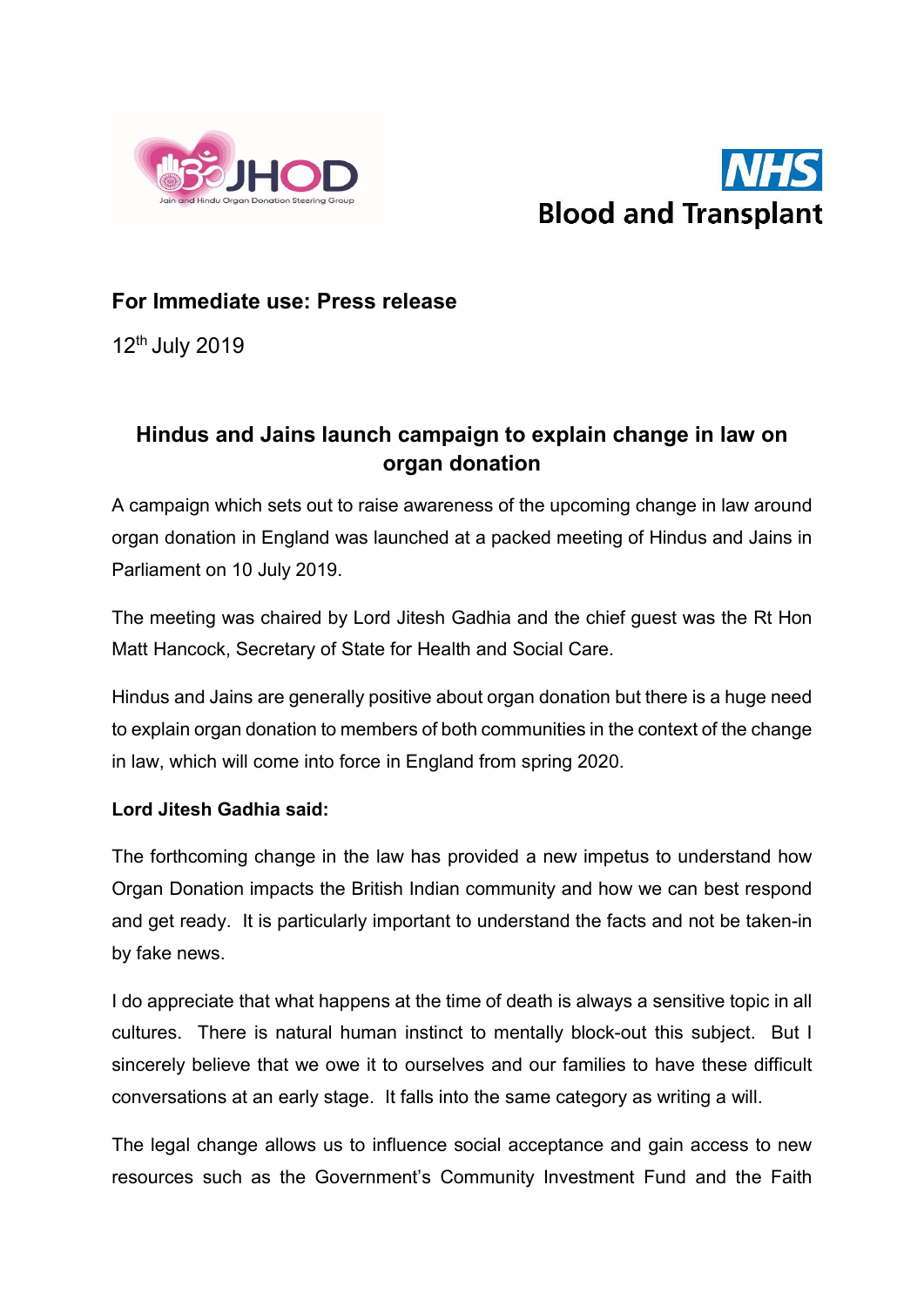**For Immediate use: Press release**

12th July 2019

## Hindus and Jains launch campaign to explain change in law on organ donation

A campaign which sets out to raise awareness of the upcoming change in law around organ donation in England was launched at a packed meeting of Hindus and Jains in Parliament on 10 July 2019.

The meeting was chaired by Lord Jitesh Gadhia and the chief guest was the Rt Hon Matt Hancock, Secretary of State for Health and Social Care.

Hindus and Jains are generally positive about organ donation but there is a huge need to explain organ donation to members of both communities in the context of the change in law, which will come into force in England from spring 2020.

**Lord Jitesh Gadhia said:**

The forthcoming change in the law has provided a new impetus to understand how Organ Donation impacts the British Indian community and how we can best respond and get ready. It is particularly important to understand the facts and not be taken-in by fake news.

I do appreciate that what happens at the time of death is always a sensitive topic in all cultures. There is natural human instinct to mentally block-out this subject. But I sincerely believe that we owe it to ourselves and our families to have these difficult conversations at an early stage. It falls into the same category as writing a will.

The legal change allows us to influence social acceptance and gain access to new resources such as the Government's Community Investment Fund and the Faith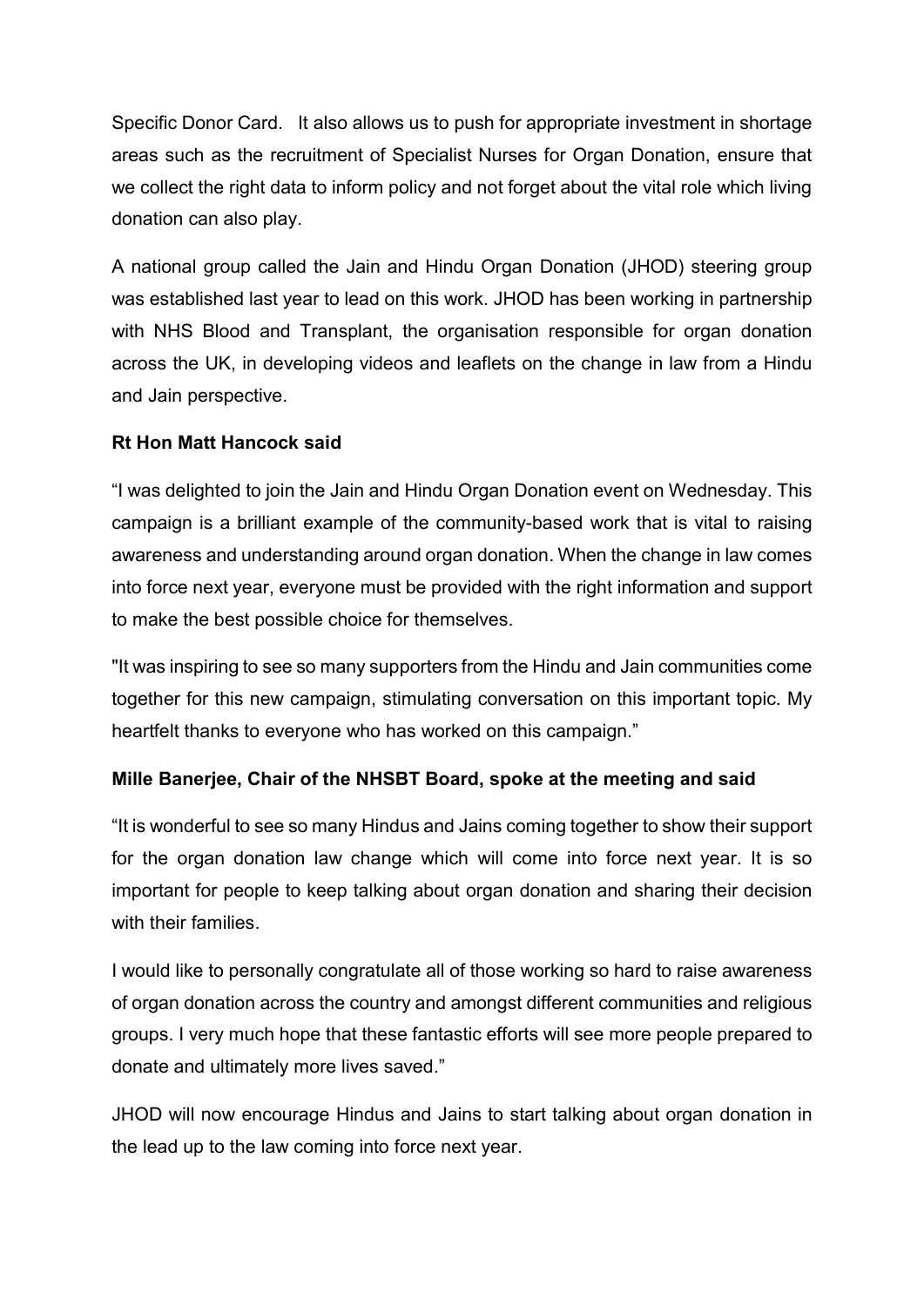Specific Donor Card. It also allows us to push for appropriate investment in shortage areas such as the recruitment of Specialist Nurses for Organ Donation, ensure that we collect the right data to inform policy and not forget about the vital role which living donation can also play.

A national group called the Jain and Hindu Organ Donation (JHOD) steering group was established last year to lead on this work. JHOD has been working in partnership with NHS Blood and Transplant, the organisation responsible for organ donation across the UK, in developing videos and leaflets on the change in law from a Hindu and Jain perspective.

**Rt Hon Matt Hancock said**

"I was delighted to join the Jain and Hindu Organ Donation event on Wednesday. This campaign is a brilliant example of the community-based work that is vital to raising awareness and understanding around organ donation. When the change in law comes into force next year, everyone must be provided with the right information and support to make the best possible choice for themselves.

"It was inspiring to see so many supporters from the Hindu and Jain communities come together for this new campaign, stimulating conversation on this important topic. My heartfelt thanks to everyone who has worked on this campaign."

**Mille Banerjee, Chair of the NHSBT Board, spoke at the meeting and said**

"It is wonderful to see so many Hindus and Jains coming together to show their support for the organ donation law change which will come into force next year. It is so important for people to keep talking about organ donation and sharing their decision with their families.

I would like to personally congratulate all of those working so hard to raise awareness of organ donation across the country and amongst different communities and religious groups. I very much hope that these fantastic efforts will see more people prepared to donate and ultimately more lives saved."

JHOD will now encourage Hindus and Jains to start talking about organ donation in the lead up to the law coming into force next year.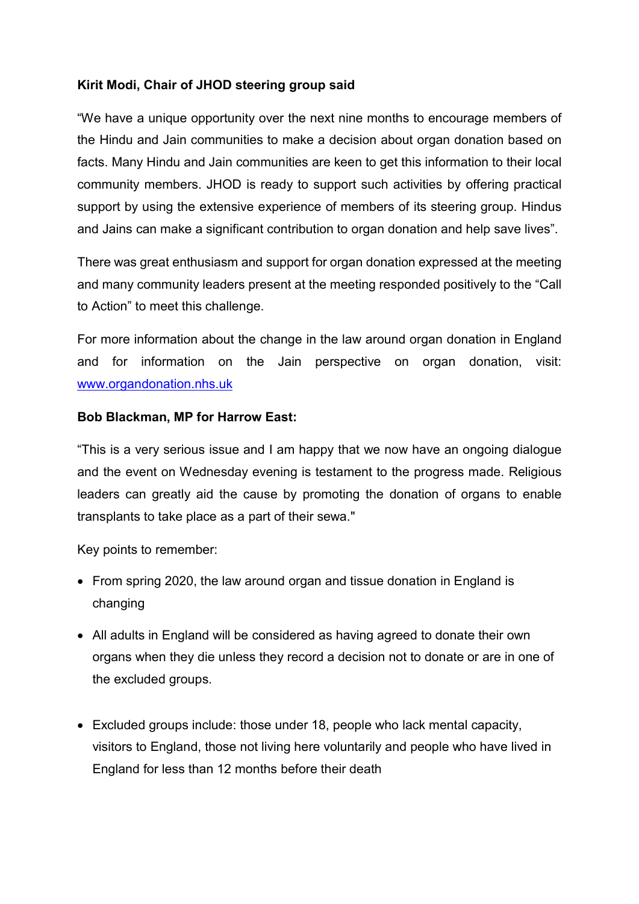**Kirit Modi, Chair of JHOD steering group said**

"We have a unique opportunity over the next nine months to encourage members of the Hindu and Jain communities to make a decision about organ donation based on facts. Many Hindu and Jain communities are keen to get this information to their local community members. JHOD is ready to support such activities by offering practical support by using the extensive experience of members of its steering group. Hindus and Jains can make a significant contribution to organ donation and help save lives".

There was great enthusiasm and support for organ donation expressed at the meeting and many community leaders present at the meeting responded positively to the "Call to Action" to meet this challenge.

For more information about the change in the law around organ donation in England and for information on the Jain perspective on organ donation, visit: [www.organdonation.nhs.uk](http://www.organdonation.nhs.uk)

**Bob Blackman, MP for Harrow East:**

"This is a very serious issue and I am happy that we now have an ongoing dialogue and the event on Wednesday evening is testament to the progress made. Religious leaders can greatly aid the cause by promoting the donation of organs to enable transplants to take place as a part of their sewa."

Key points to remember:

- From spring 2020, the law around organ and tissue donation in England is changing
- All adults in England will be considered as having agreed to donate their own organs when they die unless they record a decision not to donate or are in one of the excluded groups.
- Excluded groups include: those under 18, people who lack mental capacity, visitors to England, those not living here voluntarily and people who have lived in England for less than 12 months before their death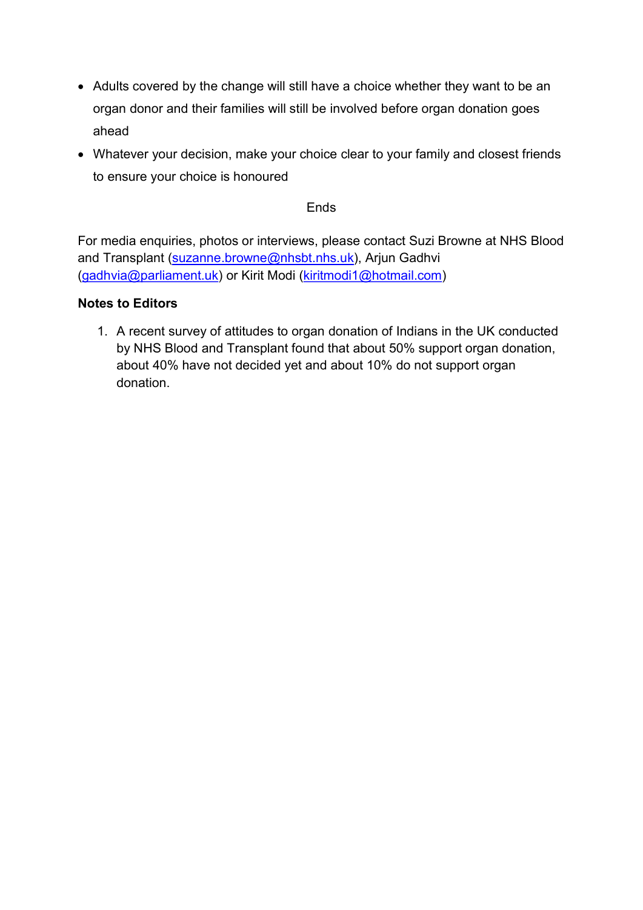- Adults covered by the change will still have a choice whether they want to be an organ donor and their families will still be involved before organ donation goes ahead
- Whatever your decision, make your choice clear to your family and closest friends to ensure your choice is honoured

Ends

For media enquiries, photos or interviews, please contact Suzi Browne at NHS Blood and Transplant (suzanne.browne@nhsbt.nhs.uk), Arjun Gadhvi (gadhvia@parliament.uk) or Kirit Modi (kiritmodi1@hotmail.com)

**Notes to Editors**

1. A recent survey of attitudes to organ donation of Indians in the UK conducted by NHS Blood and Transplant found that about 50% support organ donation, about 40% have not decided yet and about 10% do not support organ donation.